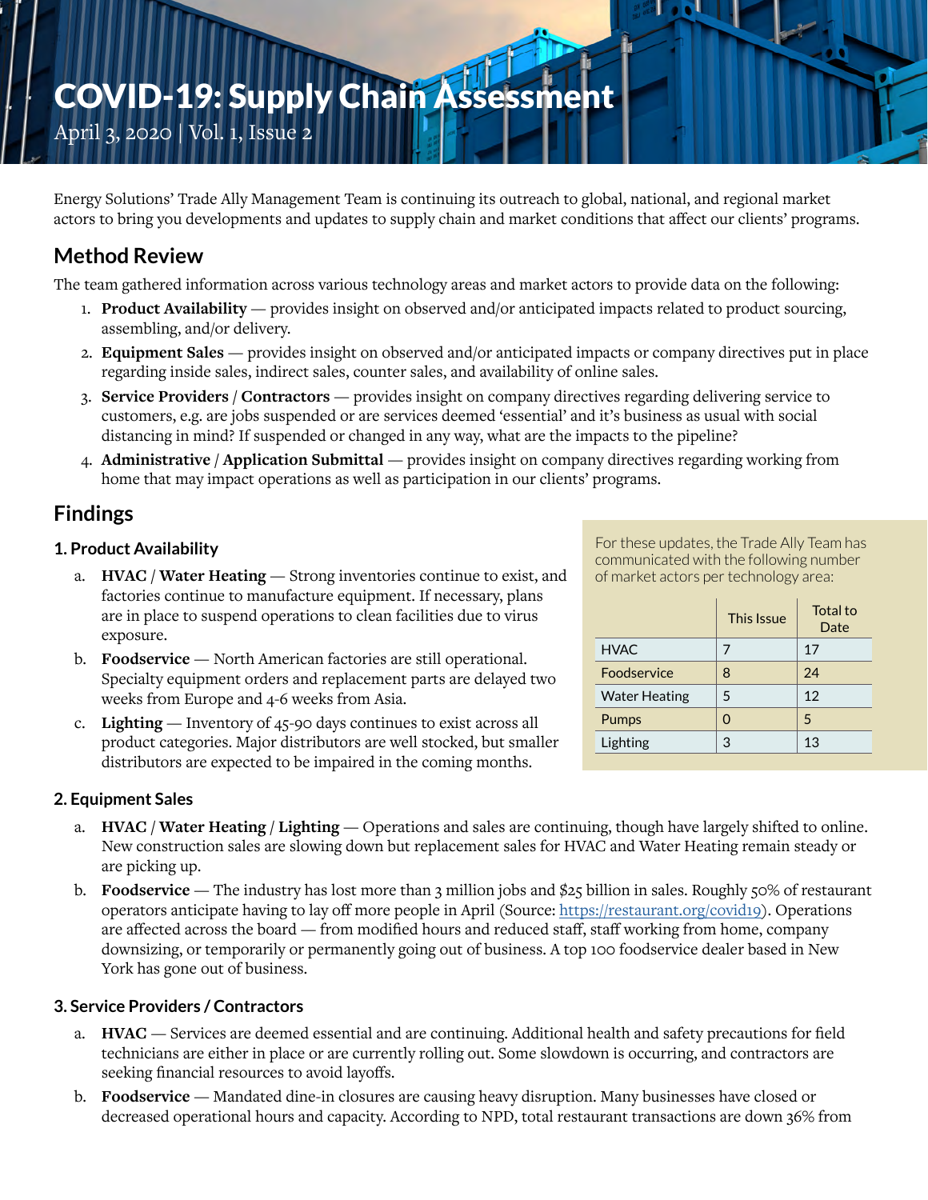# COVID-19: Supply Chain Assessment

April 3, 2020 | Vol. 1, Issue 2

Energy Solutions' Trade Ally Management Team is continuing its outreach to global, national, and regional market actors to bring you developments and updates to supply chain and market conditions that affect our clients' programs.

## Method Review

The team gathered information across various technology areas and market actors to provide data on the following:

1. **Product Availability** — provides insight on observed and/or anticipated impacts related to product sourcing, assembling, and/or delivery.
2. **Equipment Sales** — provides insight on observed and/or anticipated impacts or company directives put in place regarding inside sales, indirect sales, counter sales, and availability of online sales.
3. **Service Providers / Contractors** — provides insight on company directives regarding delivering service to customers, e.g. are jobs suspended or are services deemed 'essential' and it's business as usual with social distancing in mind? If suspended or changed in any way, what are the impacts to the pipeline?
4. **Administrative / Application Submittal** — provides insight on company directives regarding working from home that may impact operations as well as participation in our clients' programs.

## Findings

For these updates, the Trade Ally Team has communicated with the following number of market actors per technology area:

| | This Issue | Total to Date |
|---|---|---|
| HVAC | 7 | 17 |
| Foodservice | 8 | 24 |
| Water Heating | 5 | 12 |
| Pumps | 0 | 5 |
| Lighting | 3 | 13 |

### 1. Product Availability

a. **HVAC / Water Heating** — Strong inventories continue to exist, and factories continue to manufacture equipment. If necessary, plans are in place to suspend operations to clean facilities due to virus exposure.

b. **Foodservice** — North American factories are still operational. Specialty equipment orders and replacement parts are delayed two weeks from Europe and 4-6 weeks from Asia.

c. **Lighting** — Inventory of 45-90 days continues to exist across all product categories. Major distributors are well stocked, but smaller distributors are expected to be impaired in the coming months.

### 2. Equipment Sales

a. **HVAC / Water Heating / Lighting** — Operations and sales are continuing, though have largely shifted to online. New construction sales are slowing down but replacement sales for HVAC and Water Heating remain steady or are picking up.

b. **Foodservice** — The industry has lost more than 3 million jobs and $25 billion in sales. Roughly 50% of restaurant operators anticipate having to lay off more people in April (Source: https://restaurant.org/covid19). Operations are affected across the board — from modified hours and reduced staff, staff working from home, company downsizing, or temporarily or permanently going out of business. A top 100 foodservice dealer based in New York has gone out of business.

### 3. Service Providers / Contractors

a. **HVAC** — Services are deemed essential and are continuing. Additional health and safety precautions for field technicians are either in place or are currently rolling out. Some slowdown is occurring, and contractors are seeking financial resources to avoid layoffs.

b. **Foodservice** — Mandated dine-in closures are causing heavy disruption. Many businesses have closed or decreased operational hours and capacity. According to NPD, total restaurant transactions are down 36% from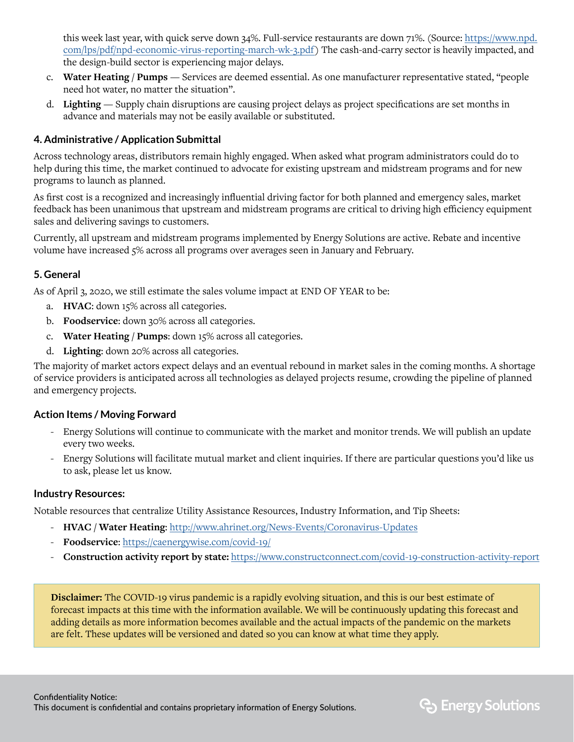this week last year, with quick serve down 34%. Full-service restaurants are down 71%. (Source: https://www.npd.com/lps/pdf/npd-economic-virus-reporting-march-wk-3.pdf) The cash-and-carry sector is heavily impacted, and the design-build sector is experiencing major delays.

c. **Water Heating / Pumps** — Services are deemed essential. As one manufacturer representative stated, "people need hot water, no matter the situation".

d. **Lighting** — Supply chain disruptions are causing project delays as project specifications are set months in advance and materials may not be easily available or substituted.

### 4. Administrative / Application Submittal

Across technology areas, distributors remain highly engaged. When asked what program administrators could do to help during this time, the market continued to advocate for existing upstream and midstream programs and for new programs to launch as planned.

As first cost is a recognized and increasingly influential driving factor for both planned and emergency sales, market feedback has been unanimous that upstream and midstream programs are critical to driving high efficiency equipment sales and delivering savings to customers.

Currently, all upstream and midstream programs implemented by Energy Solutions are active. Rebate and incentive volume have increased 5% across all programs over averages seen in January and February.

### 5. General

As of April 3, 2020, we still estimate the sales volume impact at END OF YEAR to be:

a. **HVAC**: down 15% across all categories.

b. **Foodservice**: down 30% across all categories.

c. **Water Heating / Pumps**: down 15% across all categories.

d. **Lighting**: down 20% across all categories.

The majority of market actors expect delays and an eventual rebound in market sales in the coming months. A shortage of service providers is anticipated across all technologies as delayed projects resume, crowding the pipeline of planned and emergency projects.

### Action Items / Moving Forward

- Energy Solutions will continue to communicate with the market and monitor trends. We will publish an update every two weeks.
- Energy Solutions will facilitate mutual market and client inquiries. If there are particular questions you'd like us to ask, please let us know.

### Industry Resources:

Notable resources that centralize Utility Assistance Resources, Industry Information, and Tip Sheets:

- **HVAC / Water Heating**: http://www.ahrinet.org/News-Events/Coronavirus-Updates
- **Foodservice**: https://caenergywise.com/covid-19/
- **Construction activity report by state:** https://www.constructconnect.com/covid-19-construction-activity-report

**Disclaimer:** The COVID-19 virus pandemic is a rapidly evolving situation, and this is our best estimate of forecast impacts at this time with the information available. We will be continuously updating this forecast and adding details as more information becomes available and the actual impacts of the pandemic on the markets are felt. These updates will be versioned and dated so you can know at what time they apply.

Confidentiality Notice:
This document is confidential and contains proprietary information of Energy Solutions.